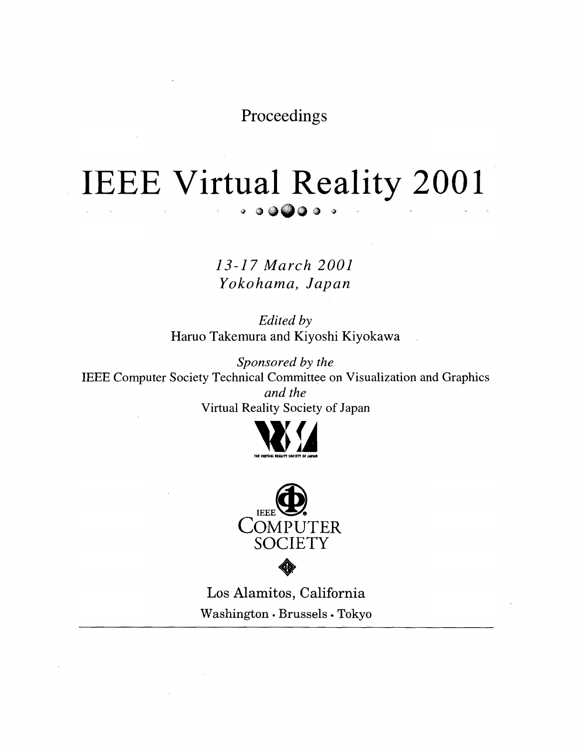Proceedings

# IEEE Virtual Reality 2001

*13-17 March 2001*
*Yokohama, Japan*

*Edited by*
Haruo Takemura and Kiyoshi Kiyokawa

*Sponsored by the*
IEEE Computer Society Technical Committee on Visualization and Graphics
*and the*
Virtual Reality Society of Japan

THE VIRTUAL REALITY SOCIETY OF JAPAN

IEEE
COMPUTER
SOCIETY

Los Alamitos, California
Washington • Brussels • Tokyo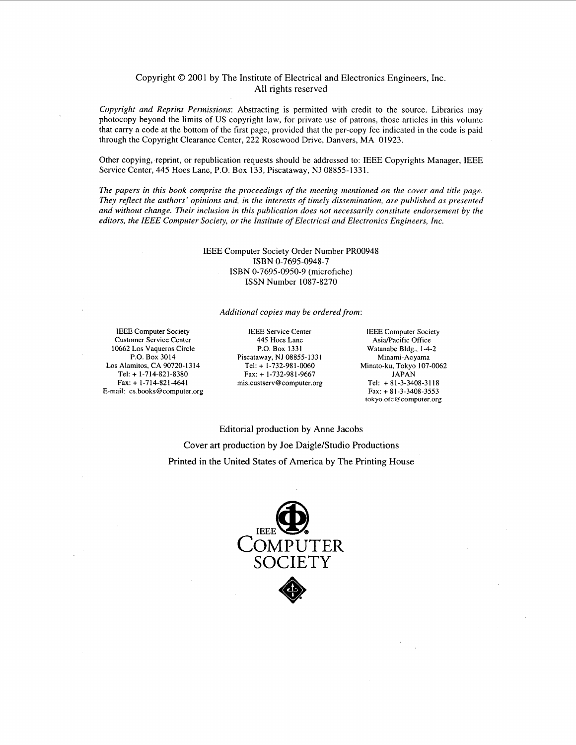Copyright © 2001 by The Institute of Electrical and Electronics Engineers, Inc.
All rights reserved

*Copyright and Reprint Permissions*: Abstracting is permitted with credit to the source. Libraries may photocopy beyond the limits of US copyright law, for private use of patrons, those articles in this volume that carry a code at the bottom of the first page, provided that the per-copy fee indicated in the code is paid through the Copyright Clearance Center, 222 Rosewood Drive, Danvers, MA 01923.

Other copying, reprint, or republication requests should be addressed to: IEEE Copyrights Manager, IEEE Service Center, 445 Hoes Lane, P.O. Box 133, Piscataway, NJ 08855-1331.

*The papers in this book comprise the proceedings of the meeting mentioned on the cover and title page. They reflect the authors' opinions and, in the interests of timely dissemination, are published as presented and without change. Their inclusion in this publication does not necessarily constitute endorsement by the editors, the IEEE Computer Society, or the Institute of Electrical and Electronics Engineers, Inc.*

IEEE Computer Society Order Number PR00948
ISBN 0-7695-0948-7
ISBN 0-7695-0950-9 (microfiche)
ISSN Number 1087-8270

*Additional copies may be ordered from:*

IEEE Computer Society
Customer Service Center
10662 Los Vaqueros Circle
P.O. Box 3014
Los Alamitos, CA 90720-1314
Tel: + 1-714-821-8380
Fax: + 1-714-821-4641
E-mail: cs.books@computer.org

IEEE Service Center
445 Hoes Lane
P.O. Box 1331
Piscataway, NJ 08855-1331
Tel: + 1-732-981-0060
Fax: + 1-732-981-9667
mis.custserv@computer.org

IEEE Computer Society
Asia/Pacific Office
Watanabe Bldg., 1-4-2
Minami-Aoyama
Minato-ku, Tokyo 107-0062
JAPAN
Tel: + 81-3-3408-3118
Fax: + 81-3-3408-3553
tokyo.ofc@computer.org

Editorial production by Anne Jacobs

Cover art production by Joe Daigle/Studio Productions

Printed in the United States of America by The Printing House

IEEE COMPUTER SOCIETY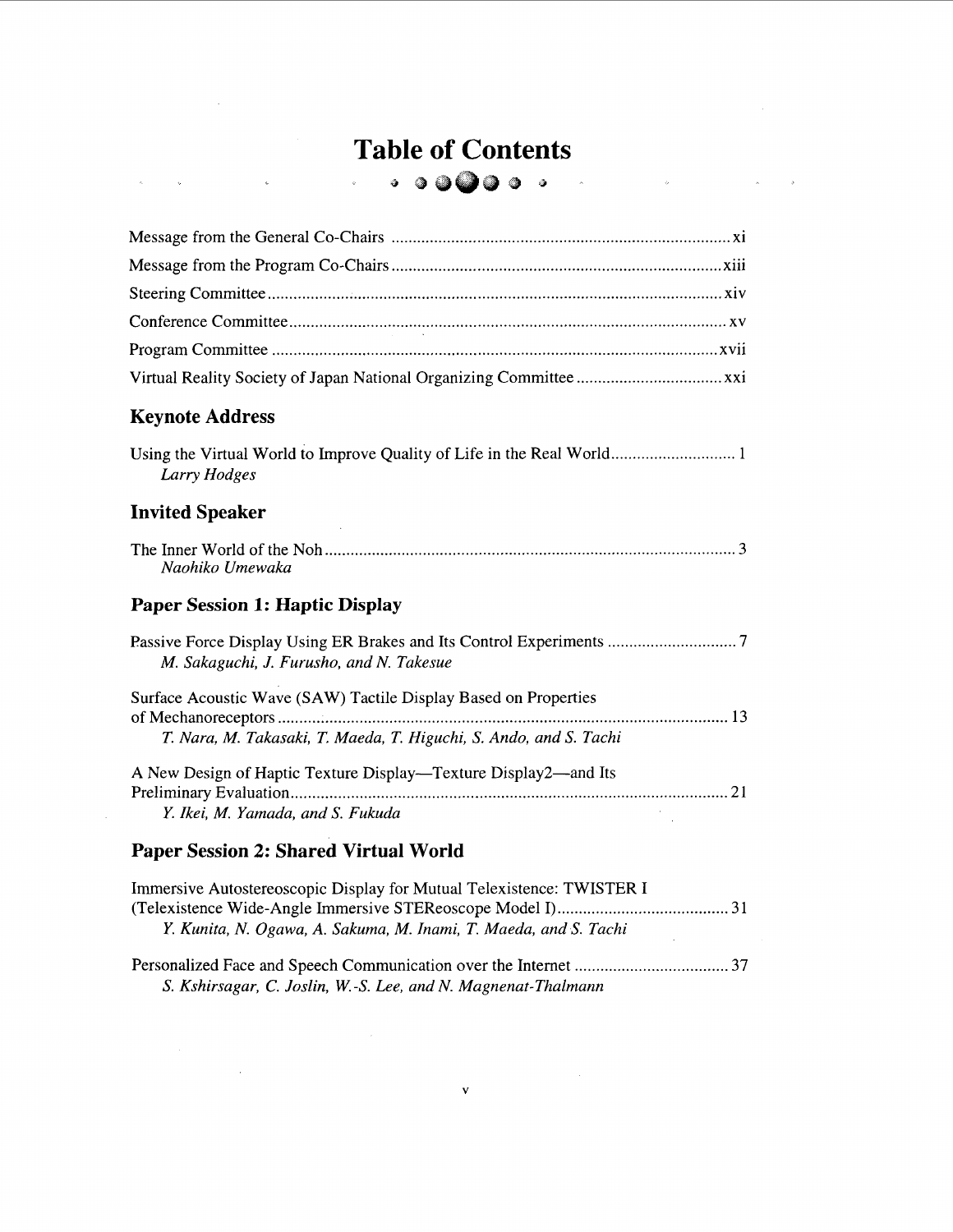# Table of Contents

Message from the General Co-Chairs ..... xi

Message from the Program Co-Chairs ..... xiii

Steering Committee ..... xiv

Conference Committee ..... xv

Program Committee ..... xvii

Virtual Reality Society of Japan National Organizing Committee ..... xxi

## Keynote Address

Using the Virtual World to Improve Quality of Life in the Real World ..... 1
*Larry Hodges*

## Invited Speaker

The Inner World of the Noh ..... 3
*Naohiko Umewaka*

## Paper Session 1: Haptic Display

Passive Force Display Using ER Brakes and Its Control Experiments ..... 7
*M. Sakaguchi, J. Furusho, and N. Takesue*

Surface Acoustic Wave (SAW) Tactile Display Based on Properties of Mechanoreceptors ..... 13
*T. Nara, M. Takasaki, T. Maeda, T. Higuchi, S. Ando, and S. Tachi*

A New Design of Haptic Texture Display—Texture Display2—and Its Preliminary Evaluation ..... 21
*Y. Ikei, M. Yamada, and S. Fukuda*

## Paper Session 2: Shared Virtual World

Immersive Autostereoscopic Display for Mutual Telexistence: TWISTER I (Telexistence Wide-Angle Immersive STEReoscope Model I) ..... 31
*Y. Kunita, N. Ogawa, A. Sakuma, M. Inami, T. Maeda, and S. Tachi*

Personalized Face and Speech Communication over the Internet ..... 37
*S. Kshirsagar, C. Joslin, W.-S. Lee, and N. Magnenat-Thalmann*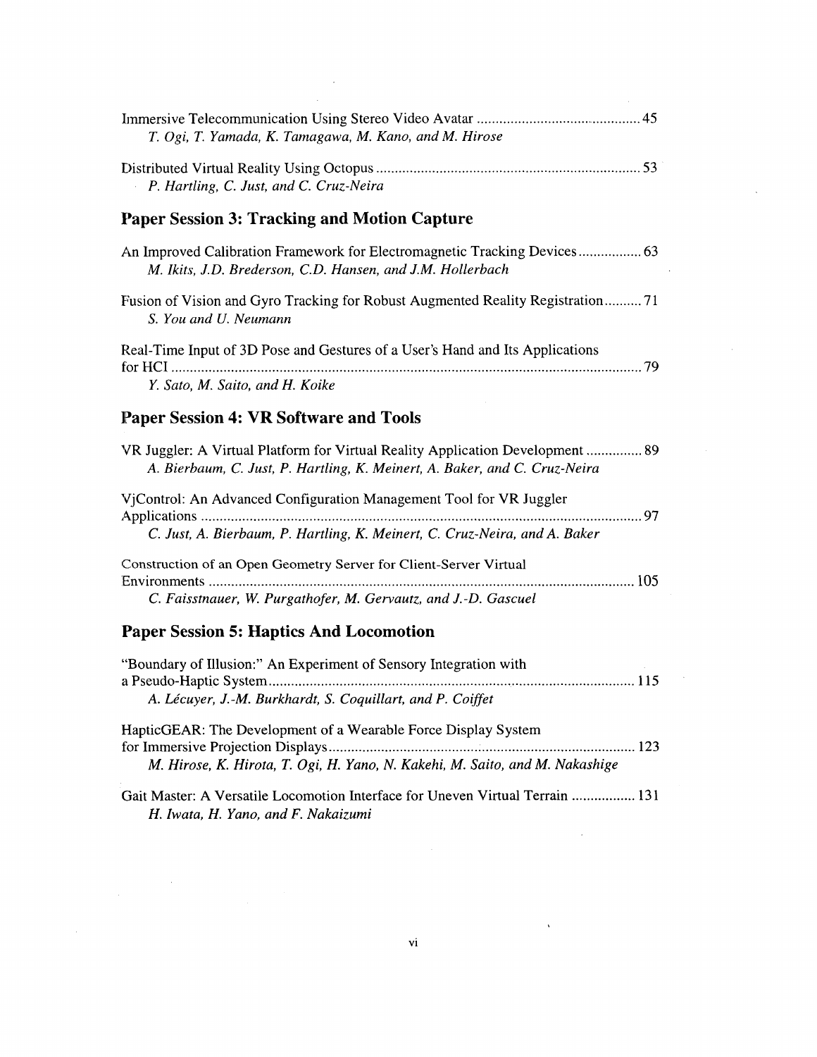Immersive Telecommunication Using Stereo Video Avatar ............................................ 45
*T. Ogi, T. Yamada, K. Tamagawa, M. Kano, and M. Hirose*

Distributed Virtual Reality Using Octopus ....................................................................... 53
*P. Hartling, C. Just, and C. Cruz-Neira*

## Paper Session 3: Tracking and Motion Capture

An Improved Calibration Framework for Electromagnetic Tracking Devices ................. 63
*M. Ikits, J.D. Brederson, C.D. Hansen, and J.M. Hollerbach*

Fusion of Vision and Gyro Tracking for Robust Augmented Reality Registration .......... 71
*S. You and U. Neumann*

Real-Time Input of 3D Pose and Gestures of a User's Hand and Its Applications for HCI ............................................................................................................................. 79
*Y. Sato, M. Saito, and H. Koike*

## Paper Session 4: VR Software and Tools

VR Juggler: A Virtual Platform for Virtual Reality Application Development ............... 89
*A. Bierbaum, C. Just, P. Hartling, K. Meinert, A. Baker, and C. Cruz-Neira*

VjControl: An Advanced Configuration Management Tool for VR Juggler Applications ..................................................................................................................... 97
*C. Just, A. Bierbaum, P. Hartling, K. Meinert, C. Cruz-Neira, and A. Baker*

Construction of an Open Geometry Server for Client-Server Virtual Environments ................................................................................................................. 105
*C. Faisstnauer, W. Purgathofer, M. Gervautz, and J.-D. Gascuel*

## Paper Session 5: Haptics And Locomotion

"Boundary of Illusion:" An Experiment of Sensory Integration with a Pseudo-Haptic System................................................................................................. 115
*A. Lécuyer, J.-M. Burkhardt, S. Coquillart, and P. Coiffet*

HapticGEAR: The Development of a Wearable Force Display System for Immersive Projection Displays................................................................................. 123
*M. Hirose, K. Hirota, T. Ogi, H. Yano, N. Kakehi, M. Saito, and M. Nakashige*

Gait Master: A Versatile Locomotion Interface for Uneven Virtual Terrain ................. 131
*H. Iwata, H. Yano, and F. Nakaizumi*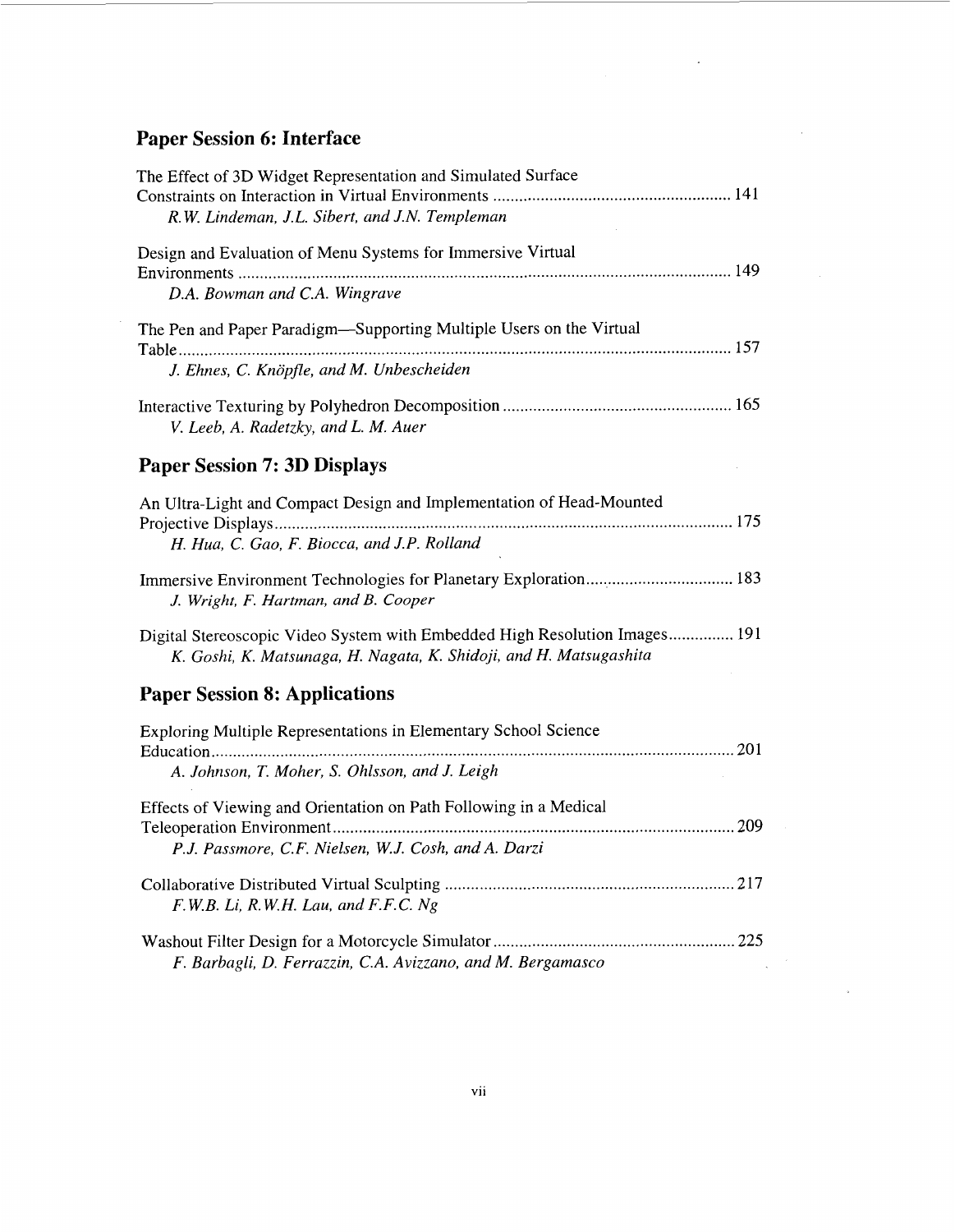## Paper Session 6: Interface

The Effect of 3D Widget Representation and Simulated Surface Constraints on Interaction in Virtual Environments ...................................................... 141
*R.W. Lindeman, J.L. Sibert, and J.N. Templeman*

Design and Evaluation of Menu Systems for Immersive Virtual Environments ................................................................................................................ 149
*D.A. Bowman and C.A. Wingrave*

The Pen and Paper Paradigm—Supporting Multiple Users on the Virtual Table .............................................................................................................................. 157
*J. Ehnes, C. Knöpfle, and M. Unbescheiden*

Interactive Texturing by Polyhedron Decomposition .................................................... 165
*V. Leeb, A. Radetzky, and L. M. Auer*

## Paper Session 7: 3D Displays

An Ultra-Light and Compact Design and Implementation of Head-Mounted Projective Displays ......................................................................................................... 175
*H. Hua, C. Gao, F. Biocca, and J.P. Rolland*

Immersive Environment Technologies for Planetary Exploration.................................. 183
*J. Wright, F. Hartman, and B. Cooper*

Digital Stereoscopic Video System with Embedded High Resolution Images............... 191
*K. Goshi, K. Matsunaga, H. Nagata, K. Shidoji, and H. Matsugashita*

## Paper Session 8: Applications

Exploring Multiple Representations in Elementary School Science Education ...................................................................................................................... 201
*A. Johnson, T. Moher, S. Ohlsson, and J. Leigh*

Effects of Viewing and Orientation on Path Following in a Medical Teleoperation Environment ........................................................................................... 209
*P.J. Passmore, C.F. Nielsen, W.J. Cosh, and A. Darzi*

Collaborative Distributed Virtual Sculpting .................................................................. 217
*F.W.B. Li, R.W.H. Lau, and F.F.C. Ng*

Washout Filter Design for a Motorcycle Simulator ....................................................... 225
*F. Barbagli, D. Ferrazzin, C.A. Avizzano, and M. Bergamasco*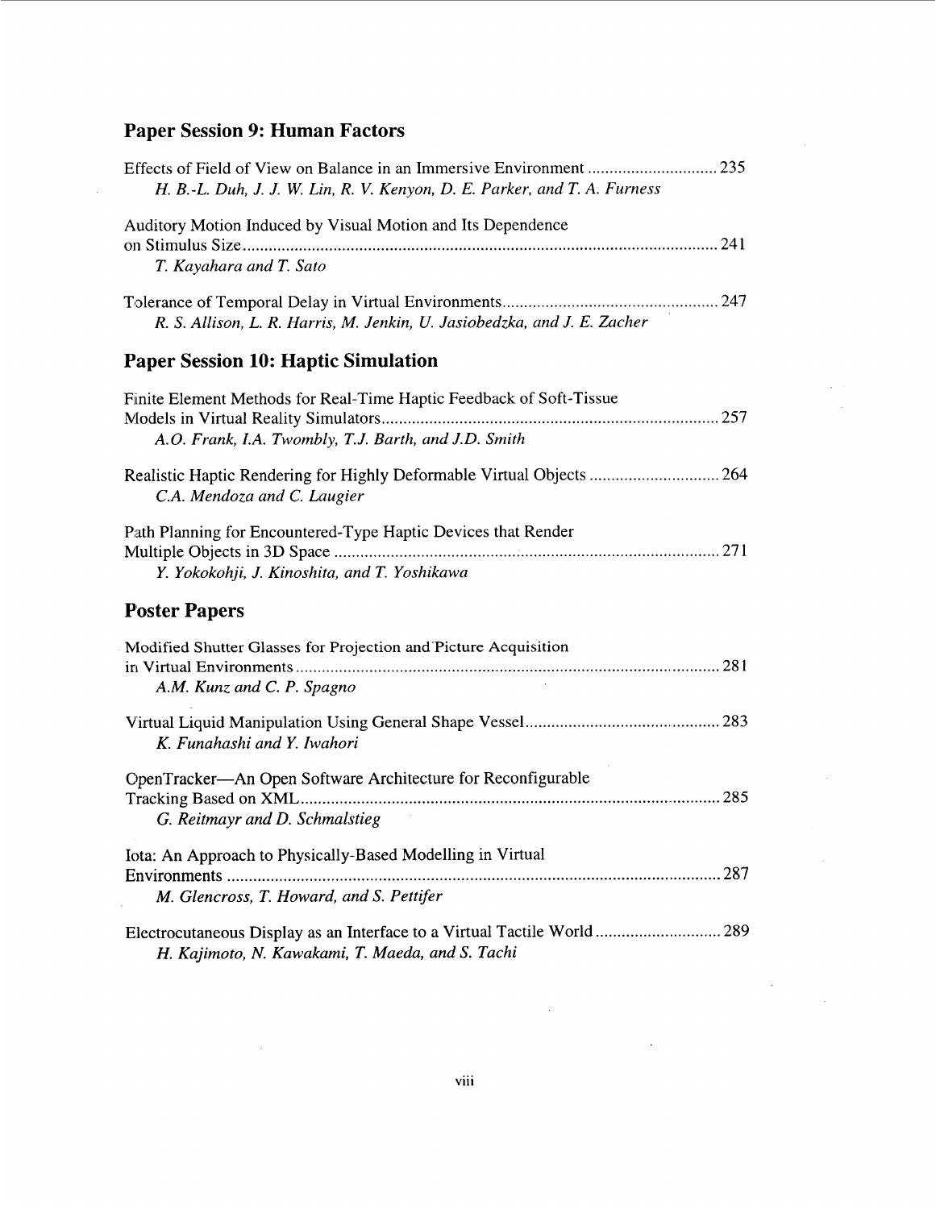## Paper Session 9: Human Factors

Effects of Field of View on Balance in an Immersive Environment ............................. 235
*H. B.-L. Duh, J. J. W. Lin, R. V. Kenyon, D. E. Parker, and T. A. Furness*

Auditory Motion Induced by Visual Motion and Its Dependence on Stimulus Size ............................................................................................................ 241
*T. Kayahara and T. Sato*

Tolerance of Temporal Delay in Virtual Environments .................................................. 247
*R. S. Allison, L. R. Harris, M. Jenkin, U. Jasiobedzka, and J. E. Zacher*

## Paper Session 10: Haptic Simulation

Finite Element Methods for Real-Time Haptic Feedback of Soft-Tissue Models in Virtual Reality Simulators ............................................................................ 257
*A.O. Frank, I.A. Twombly, T.J. Barth, and J.D. Smith*

Realistic Haptic Rendering for Highly Deformable Virtual Objects ............................. 264
*C.A. Mendoza and C. Laugier*

Path Planning for Encountered-Type Haptic Devices that Render Multiple Objects in 3D Space ........................................................................................ 271
*Y. Yokokohji, J. Kinoshita, and T. Yoshikawa*

## Poster Papers

Modified Shutter Glasses for Projection and Picture Acquisition in Virtual Environments ................................................................................................ 281
*A.M. Kunz and C. P. Spagno*

Virtual Liquid Manipulation Using General Shape Vessel ............................................ 283
*K. Funahashi and Y. Iwahori*

OpenTracker—An Open Software Architecture for Reconfigurable Tracking Based on XML ................................................................................................ 285
*G. Reitmayr and D. Schmalstieg*

Iota: An Approach to Physically-Based Modelling in Virtual Environments ................................................................................................................ 287
*M. Glencross, T. Howard, and S. Pettifer*

Electrocutaneous Display as an Interface to a Virtual Tactile World ............................ 289
*H. Kajimoto, N. Kawakami, T. Maeda, and S. Tachi*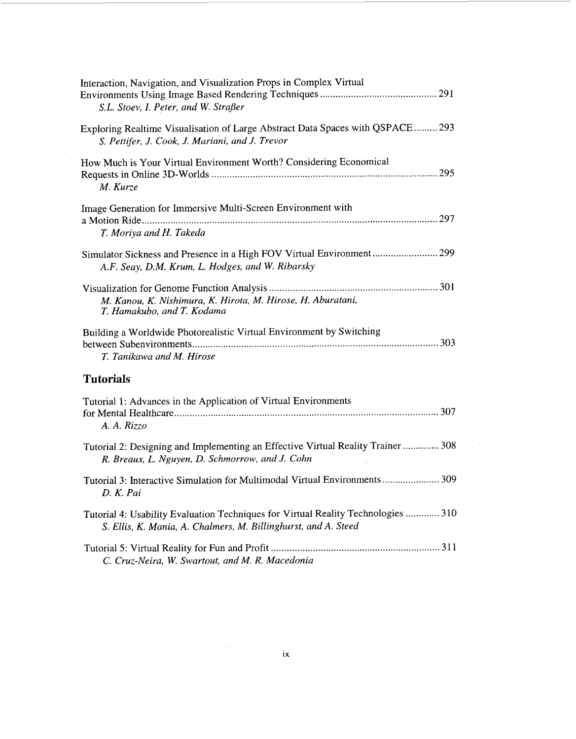Interaction, Navigation, and Visualization Props in Complex Virtual Environments Using Image Based Rendering Techniques ............................................ 291
*S.L. Stoev, I. Peter, and W. Straßer*

Exploring Realtime Visualisation of Large Abstract Data Spaces with QSPACE ......... 293
*S. Pettifer, J. Cook, J. Mariani, and J. Trevor*

How Much is Your Virtual Environment Worth? Considering Economical Requests in Online 3D-Worlds ...................................................................................... 295
*M. Kurze*

Image Generation for Immersive Multi-Screen Environment with a Motion Ride ................................................................................................................ 297
*T. Moriya and H. Takeda*

Simulator Sickness and Presence in a High FOV Virtual Environment ......................... 299
*A.F. Seay, D.M. Krum, L. Hodges, and W. Ribarsky*

Visualization for Genome Function Analysis ................................................................ 301
*M. Kanou, K. Nishimura, K. Hirota, M. Hirose, H. Aburatani, T. Hamakubo, and T. Kodama*

Building a Worldwide Photorealistic Virtual Environment by Switching between Subenvironments .............................................................................................. 303
*T. Tanikawa and M. Hirose*

## Tutorials

Tutorial 1: Advances in the Application of Virtual Environments for Mental Healthcare ..................................................................................................... 307
*A. A. Rizzo*

Tutorial 2: Designing and Implementing an Effective Virtual Reality Trainer .............. 308
*R. Breaux, L. Nguyen, D. Schmorrow, and J. Cohn*

Tutorial 3: Interactive Simulation for Multimodal Virtual Environments ...................... 309
*D. K. Pai*

Tutorial 4: Usability Evaluation Techniques for Virtual Reality Technologies ............. 310
*S. Ellis, K. Mania, A. Chalmers, M. Billinghurst, and A. Steed*

Tutorial 5: Virtual Reality for Fun and Profit ................................................................ 311
*C. Cruz-Neira, W. Swartout, and M. R. Macedonia*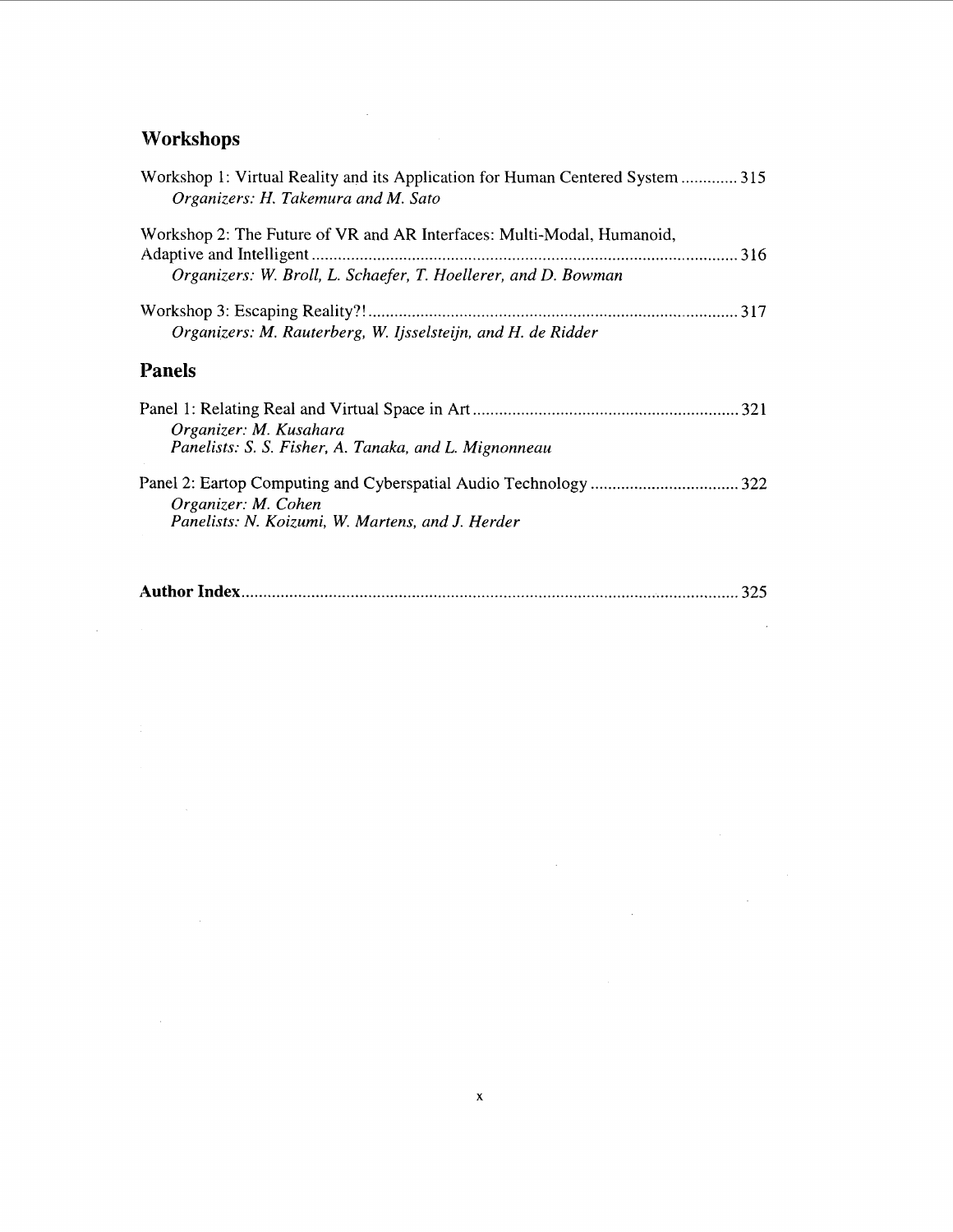## Workshops

Workshop 1: Virtual Reality and its Application for Human Centered System ............ 315
*Organizers: H. Takemura and M. Sato*

Workshop 2: The Future of VR and AR Interfaces: Multi-Modal, Humanoid, Adaptive and Intelligent ............ 316
*Organizers: W. Broll, L. Schaefer, T. Hoellerer, and D. Bowman*

Workshop 3: Escaping Reality?! ............ 317
*Organizers: M. Rauterberg, W. Ijsselsteijn, and H. de Ridder*

## Panels

Panel 1: Relating Real and Virtual Space in Art ............ 321
*Organizer: M. Kusahara*
*Panelists: S. S. Fisher, A. Tanaka, and L. Mignonneau*

Panel 2: Eartop Computing and Cyberspatial Audio Technology ............ 322
*Organizer: M. Cohen*
*Panelists: N. Koizumi, W. Martens, and J. Herder*

**Author Index** ............ 325